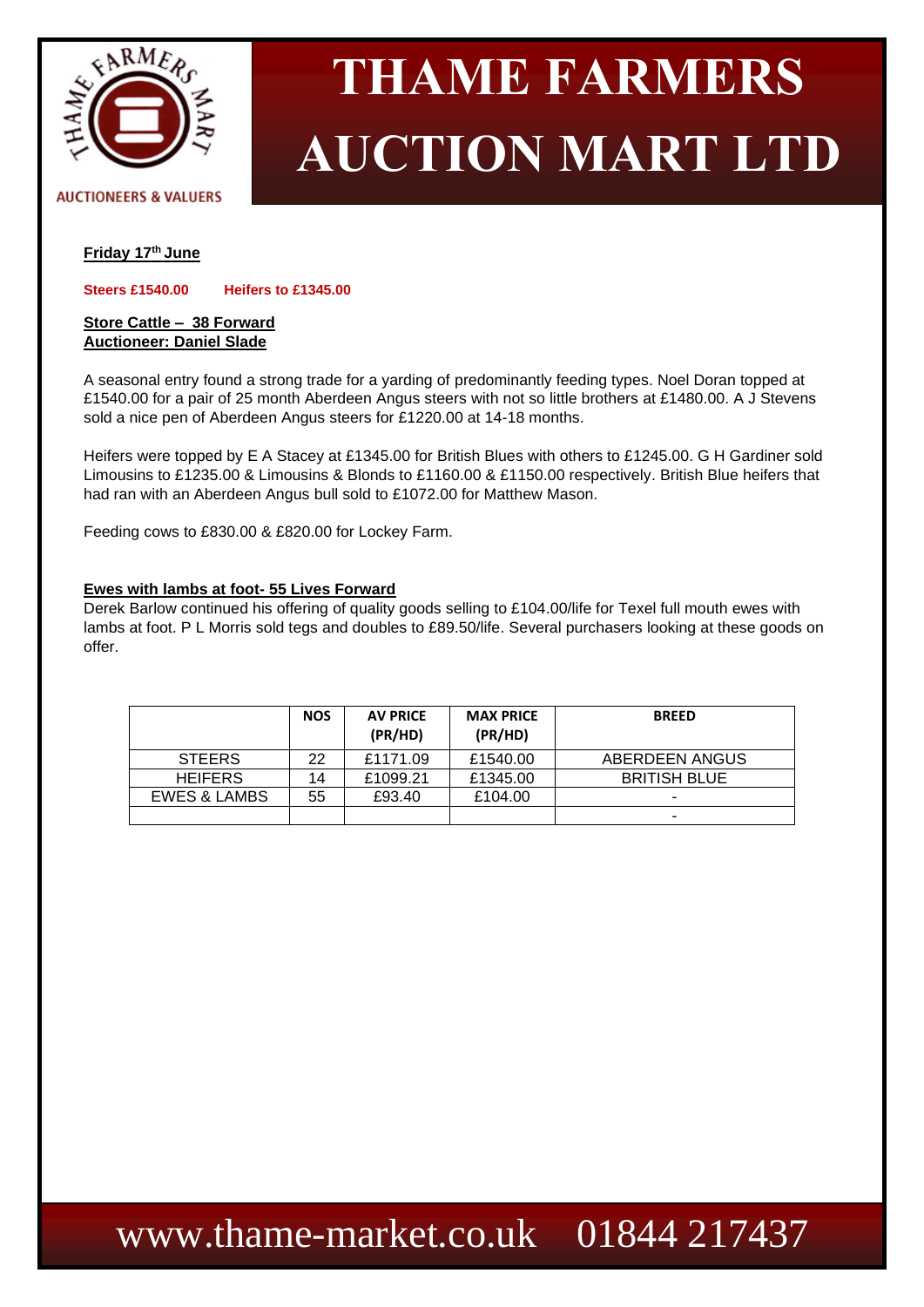# THAME FARMERS AUCTION MART LTD

AUCTIONEERS & VALUERS

**Friday 17th June**

**Steers £1540.00 Heifers to £1345.00**

**Store Cattle – 38 Forward**
**Auctioneer: Daniel Slade**

A seasonal entry found a strong trade for a yarding of predominantly feeding types. Noel Doran topped at £1540.00 for a pair of 25 month Aberdeen Angus steers with not so little brothers at £1480.00. A J Stevens sold a nice pen of Aberdeen Angus steers for £1220.00 at 14-18 months.

Heifers were topped by E A Stacey at £1345.00 for British Blues with others to £1245.00. G H Gardiner sold Limousins to £1235.00 & Limousins & Blonds to £1160.00 & £1150.00 respectively. British Blue heifers that had ran with an Aberdeen Angus bull sold to £1072.00 for Matthew Mason.

Feeding cows to £830.00 & £820.00 for Lockey Farm.

**Ewes with lambs at foot- 55 Lives Forward**

Derek Barlow continued his offering of quality goods selling to £104.00/life for Texel full mouth ewes with lambs at foot. P L Morris sold tegs and doubles to £89.50/life. Several purchasers looking at these goods on offer.

| | NOS | AV PRICE (PR/HD) | MAX PRICE (PR/HD) | BREED |
|---|---|---|---|---|
| STEERS | 22 | £1171.09 | £1540.00 | ABERDEEN ANGUS |
| HEIFERS | 14 | £1099.21 | £1345.00 | BRITISH BLUE |
| EWES & LAMBS | 55 | £93.40 | £104.00 | - |
| | | | | - |

www.thame-market.co.uk 01844 217437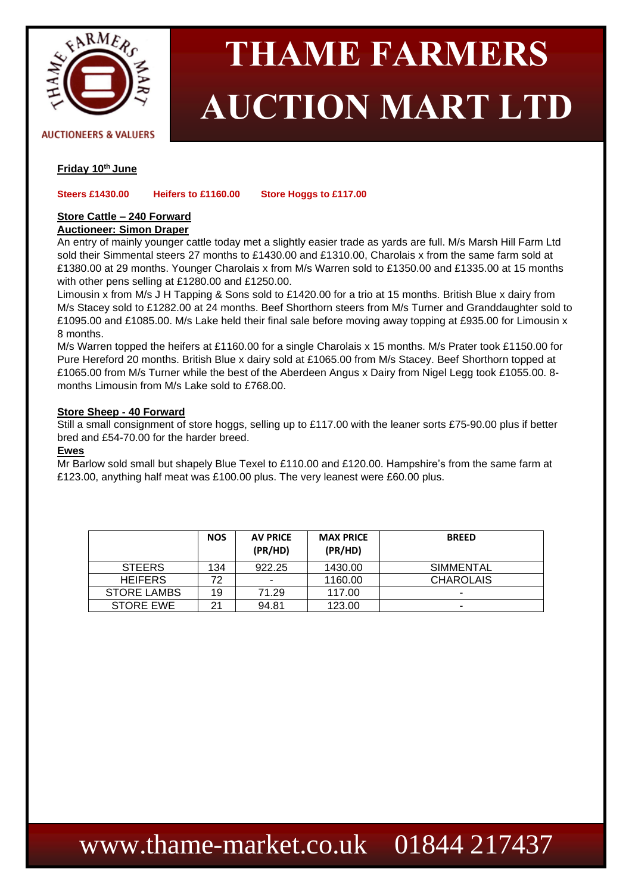# THAME FARMERS AUCTION MART LTD

AUCTIONEERS & VALUERS

**Friday 10th June**

**Steers £1430.00 Heifers to £1160.00 Store Hoggs to £117.00**

**Store Cattle – 240 Forward**

**Auctioneer: Simon Draper**

An entry of mainly younger cattle today met a slightly easier trade as yards are full. M/s Marsh Hill Farm Ltd sold their Simmental steers 27 months to £1430.00 and £1310.00, Charolais x from the same farm sold at £1380.00 at 29 months. Younger Charolais x from M/s Warren sold to £1350.00 and £1335.00 at 15 months with other pens selling at £1280.00 and £1250.00.

Limousin x from M/s J H Tapping & Sons sold to £1420.00 for a trio at 15 months. British Blue x dairy from M/s Stacey sold to £1282.00 at 24 months. Beef Shorthorn steers from M/s Turner and Granddaughter sold to £1095.00 and £1085.00. M/s Lake held their final sale before moving away topping at £935.00 for Limousin x 8 months.

M/s Warren topped the heifers at £1160.00 for a single Charolais x 15 months. M/s Prater took £1150.00 for Pure Hereford 20 months. British Blue x dairy sold at £1065.00 from M/s Stacey. Beef Shorthorn topped at £1065.00 from M/s Turner while the best of the Aberdeen Angus x Dairy from Nigel Legg took £1055.00. 8-months Limousin from M/s Lake sold to £768.00.

**Store Sheep - 40 Forward**

Still a small consignment of store hoggs, selling up to £117.00 with the leaner sorts £75-90.00 plus if better bred and £54-70.00 for the harder breed.

**Ewes**

Mr Barlow sold small but shapely Blue Texel to £110.00 and £120.00. Hampshire's from the same farm at £123.00, anything half meat was £100.00 plus. The very leanest were £60.00 plus.

| | NOS | AV PRICE (PR/HD) | MAX PRICE (PR/HD) | BREED |
|---|---|---|---|---|
| STEERS | 134 | 922.25 | 1430.00 | SIMMENTAL |
| HEIFERS | 72 | - | 1160.00 | CHAROLAIS |
| STORE LAMBS | 19 | 71.29 | 117.00 | - |
| STORE EWE | 21 | 94.81 | 123.00 | - |

www.thame-market.co.uk 01844 217437